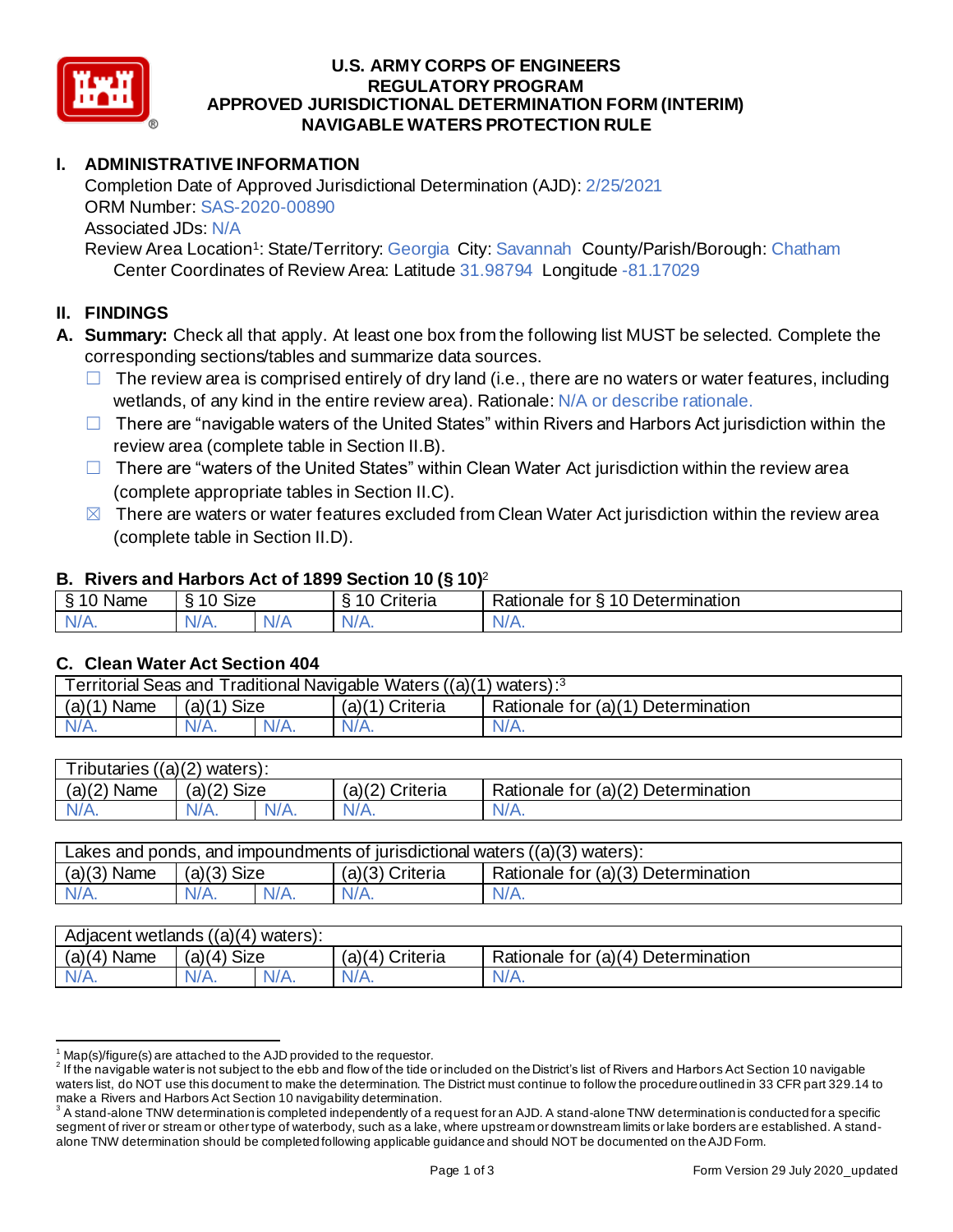# U.S. ARMY CORPS OF ENGINEERS
# REGULATORY PROGRAM
# APPROVED JURISDICTIONAL DETERMINATION FORM (INTERIM)
# NAVIGABLE WATERS PROTECTION RULE

## I. ADMINISTRATIVE INFORMATION

Completion Date of Approved Jurisdictional Determination (AJD): 2/25/2021
ORM Number: SAS-2020-00890
Associated JDs: N/A
Review Area Location[1]: State/Territory: Georgia City: Savannah County/Parish/Borough: Chatham
Center Coordinates of Review Area: Latitude 31.98794 Longitude -81.17029

## II. FINDINGS

**A. Summary:** Check all that apply. At least one box from the following list MUST be selected. Complete the corresponding sections/tables and summarize data sources.

- ☐ The review area is comprised entirely of dry land (i.e., there are no waters or water features, including wetlands, of any kind in the entire review area). Rationale: N/A or describe rationale.
- ☐ There are "navigable waters of the United States" within Rivers and Harbors Act jurisdiction within the review area (complete table in Section II.B).
- ☐ There are "waters of the United States" within Clean Water Act jurisdiction within the review area (complete appropriate tables in Section II.C).
- ☒ There are waters or water features excluded from Clean Water Act jurisdiction within the review area (complete table in Section II.D).

### B. Rivers and Harbors Act of 1899 Section 10 (§ 10)[2]

| § 10 Name | § 10 Size | | § 10 Criteria | Rationale for § 10 Determination |
|---|---|---|---|---|
| N/A. | N/A. | N/A | N/A. | N/A. |

### C. Clean Water Act Section 404

| Territorial Seas and Traditional Navigable Waters ((a)(1) waters):[3] | | | | |
|---|---|---|---|---|
| (a)(1) Name | (a)(1) Size | | (a)(1) Criteria | Rationale for (a)(1) Determination |
| N/A. | N/A. | N/A. | N/A. | N/A. |

| Tributaries ((a)(2) waters): | | | | |
|---|---|---|---|---|
| (a)(2) Name | (a)(2) Size | | (a)(2) Criteria | Rationale for (a)(2) Determination |
| N/A. | N/A. | N/A. | N/A. | N/A. |

| Lakes and ponds, and impoundments of jurisdictional waters ((a)(3) waters): | | | | |
|---|---|---|---|---|
| (a)(3) Name | (a)(3) Size | | (a)(3) Criteria | Rationale for (a)(3) Determination |
| N/A. | N/A. | N/A. | N/A. | N/A. |

| Adjacent wetlands ((a)(4) waters): | | | | |
|---|---|---|---|---|
| (a)(4) Name | (a)(4) Size | | (a)(4) Criteria | Rationale for (a)(4) Determination |
| N/A. | N/A. | N/A. | N/A. | N/A. |

---

[1] Map(s)/figure(s) are attached to the AJD provided to the requestor.
[2] If the navigable water is not subject to the ebb and flow of the tide or included on the District's list of Rivers and Harbors Act Section 10 navigable waters list, do NOT use this document to make the determination. The District must continue to follow the procedure outlined in 33 CFR part 329.14 to make a Rivers and Harbors Act Section 10 navigability determination.
[3] A stand-alone TNW determination is completed independently of a request for an AJD. A stand-alone TNW determination is conducted for a specific segment of river or stream or other type of waterbody, such as a lake, where upstream or downstream limits or lake borders are established. A stand-alone TNW determination should be completed following applicable guidance and should NOT be documented on the AJD Form.

Form Version 29 July 2020_updated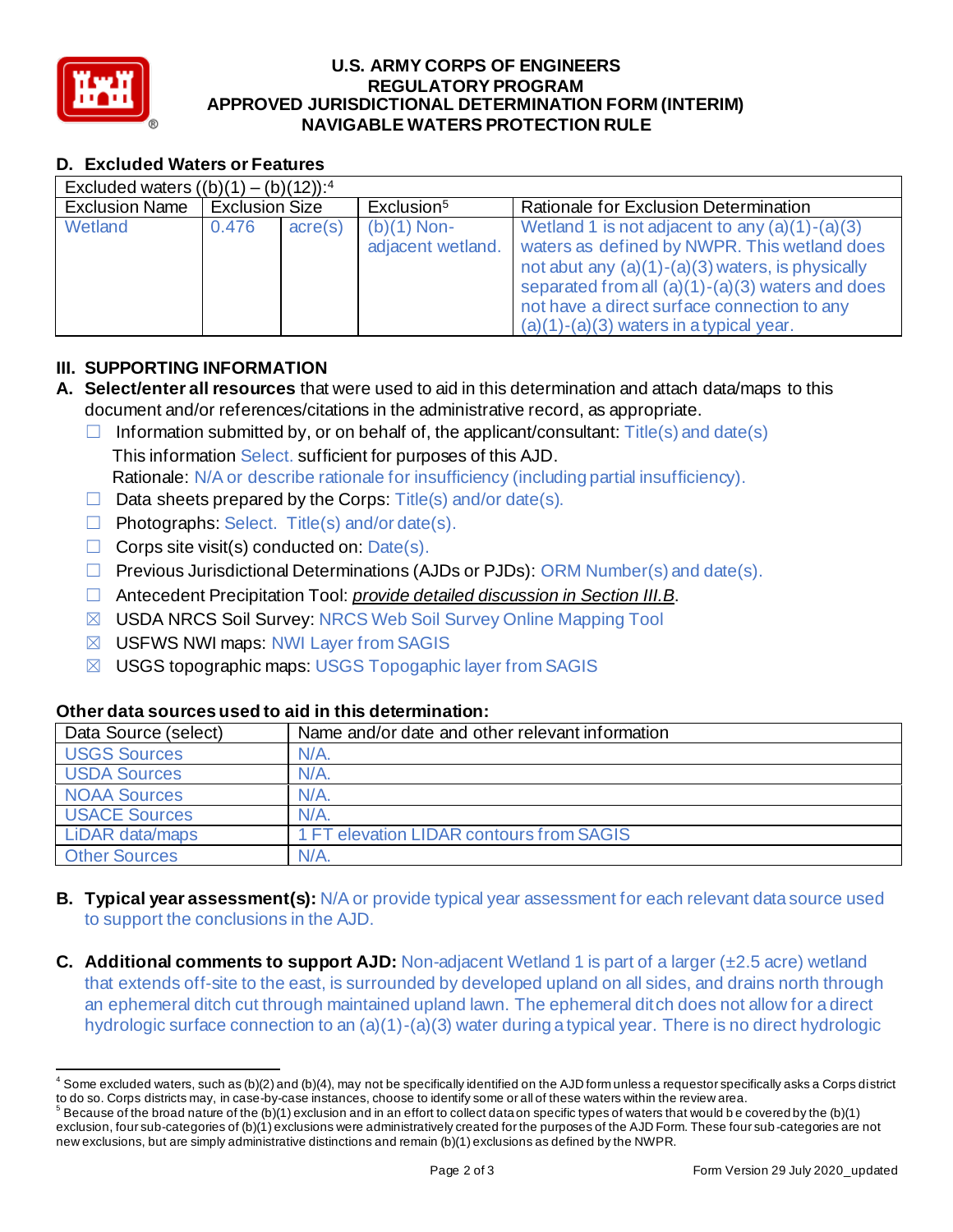# U.S. ARMY CORPS OF ENGINEERS
## REGULATORY PROGRAM
## APPROVED JURISDICTIONAL DETERMINATION FORM (INTERIM)
## NAVIGABLE WATERS PROTECTION RULE

### D. Excluded Waters or Features

| Excluded waters ((b)(1) – (b)(12)):[4] | | | | |
|---|---|---|---|---|
| Exclusion Name | Exclusion Size | | Exclusion[5] | Rationale for Exclusion Determination |
| Wetland | 0.476 | acre(s) | (b)(1) Non-adjacent wetland. | Wetland 1 is not adjacent to any (a)(1)-(a)(3) waters as defined by NWPR. This wetland does not abut any (a)(1)-(a)(3) waters, is physically separated from all (a)(1)-(a)(3) waters and does not have a direct surface connection to any (a)(1)-(a)(3) waters in a typical year. |

## III. SUPPORTING INFORMATION

**A. Select/enter all resources** that were used to aid in this determination and attach data/maps to this document and/or references/citations in the administrative record, as appropriate.

- ☐ Information submitted by, or on behalf of, the applicant/consultant: Title(s) and date(s)
  This information Select. sufficient for purposes of this AJD.
  Rationale: N/A or describe rationale for insufficiency (including partial insufficiency).
- ☐ Data sheets prepared by the Corps: Title(s) and/or date(s).
- ☐ Photographs: Select. Title(s) and/or date(s).
- ☐ Corps site visit(s) conducted on: Date(s).
- ☐ Previous Jurisdictional Determinations (AJDs or PJDs): ORM Number(s) and date(s).
- ☐ Antecedent Precipitation Tool: *provide detailed discussion in Section III.B*.
- ☒ USDA NRCS Soil Survey: NRCS Web Soil Survey Online Mapping Tool
- ☒ USFWS NWI maps: NWI Layer from SAGIS
- ☒ USGS topographic maps: USGS Topographic layer from SAGIS

**Other data sources used to aid in this determination:**

| Data Source (select) | Name and/or date and other relevant information |
|---|---|
| USGS Sources | N/A. |
| USDA Sources | N/A. |
| NOAA Sources | N/A. |
| USACE Sources | N/A. |
| LiDAR data/maps | 1 FT elevation LIDAR contours from SAGIS |
| Other Sources | N/A. |

**B. Typical year assessment(s):** N/A or provide typical year assessment for each relevant data source used to support the conclusions in the AJD.

**C. Additional comments to support AJD:** Non-adjacent Wetland 1 is part of a larger (±2.5 acre) wetland that extends off-site to the east, is surrounded by developed upland on all sides, and drains north through an ephemeral ditch cut through maintained upland lawn. The ephemeral ditch does not allow for a direct hydrologic surface connection to an (a)(1)-(a)(3) water during a typical year. There is no direct hydrologic

---

[4] Some excluded waters, such as (b)(2) and (b)(4), may not be specifically identified on the AJD form unless a requestor specifically asks a Corps district to do so. Corps districts may, in case-by-case instances, choose to identify some or all of these waters within the review area.

[5] Because of the broad nature of the (b)(1) exclusion and in an effort to collect data on specific types of waters that would be covered by the (b)(1) exclusion, four sub-categories of (b)(1) exclusions were administratively created for the purposes of the AJD Form. These four sub-categories are not new exclusions, but are simply administrative distinctions and remain (b)(1) exclusions as defined by the NWPR.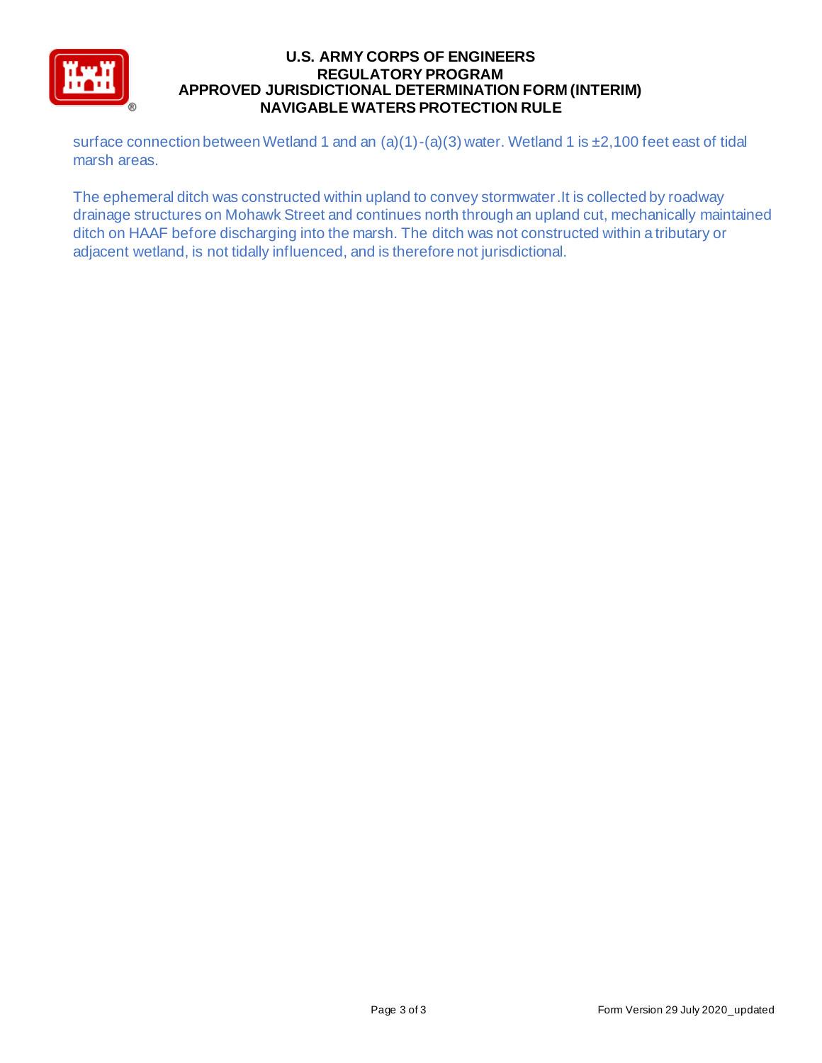surface connection between Wetland 1 and an (a)(1)-(a)(3) water. Wetland 1 is ±2,100 feet east of tidal marsh areas.

The ephemeral ditch was constructed within upland to convey stormwater. It is collected by roadway drainage structures on Mohawk Street and continues north through an upland cut, mechanically maintained ditch on HAAF before discharging into the marsh. The ditch was not constructed within a tributary or adjacent wetland, is not tidally influenced, and is therefore not jurisdictional.